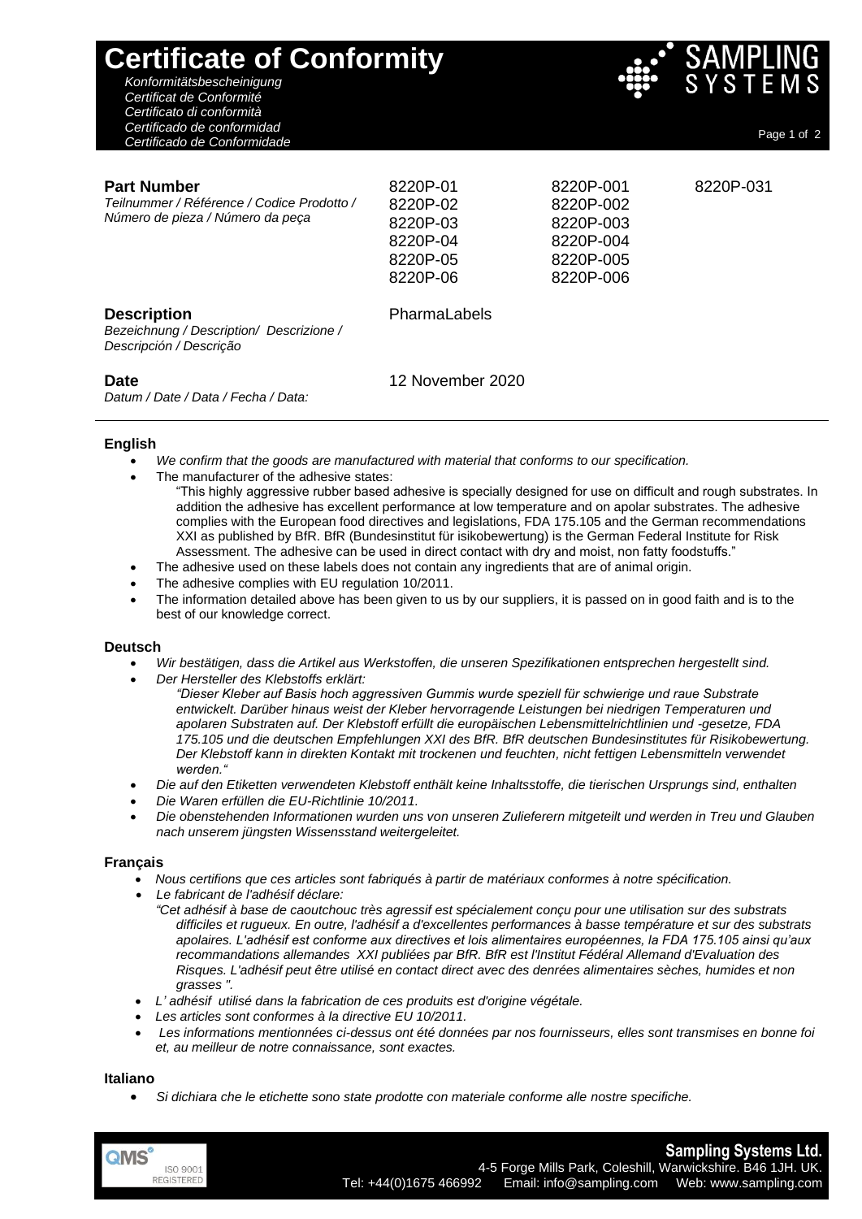# Certificate of Conformity

*Konformitätsbescheinigung*
*Certificat de Conformité*
*Certificato di conformità*
*Certificado de conformidad*
*Certificado de Conformidade*

SAMPLING SYSTEMS

| | | | |
|---|---|---|---|
| **Part Number**<br>*Teilnummer / Référence / Codice Prodotto / Número de pieza / Número da peça* | 8220P-01<br>8220P-02<br>8220P-03<br>8220P-04<br>8220P-05<br>8220P-06 | 8220P-001<br>8220P-002<br>8220P-003<br>8220P-004<br>8220P-005<br>8220P-006 | 8220P-031 |
| **Description**<br>*Bezeichnung / Description/ Descrizione / Descripción / Descrição* | PharmaLabels | | |
| **Date**<br>*Datum / Date / Data / Fecha / Data:* | 12 November 2020 | | |

## English

- *We confirm that the goods are manufactured with material that conforms to our specification.*
- The manufacturer of the adhesive states:
  "This highly aggressive rubber based adhesive is specially designed for use on difficult and rough substrates. In addition the adhesive has excellent performance at low temperature and on apolar substrates. The adhesive complies with the European food directives and legislations, FDA 175.105 and the German recommendations XXI as published by BfR. BfR (Bundesinstitut für isikobewertung) is the German Federal Institute for Risk Assessment. The adhesive can be used in direct contact with dry and moist, non fatty foodstuffs."
- The adhesive used on these labels does not contain any ingredients that are of animal origin.
- The adhesive complies with EU regulation 10/2011.
- The information detailed above has been given to us by our suppliers, it is passed on in good faith and is to the best of our knowledge correct.

## Deutsch

- *Wir bestätigen, dass die Artikel aus Werkstoffen, die unseren Spezifikationen entsprechen hergestellt sind.*
- *Der Hersteller des Klebstoffs erklärt:*
  *"Dieser Kleber auf Basis hoch aggressiven Gummis wurde speziell für schwierige und raue Substrate entwickelt. Darüber hinaus weist der Kleber hervorragende Leistungen bei niedrigen Temperaturen und apolaren Substraten auf. Der Klebstoff erfüllt die europäischen Lebensmittelrichtlinien und -gesetze, FDA 175.105 und die deutschen Empfehlungen XXI des BfR. BfR deutschen Bundesinstitutes für Risikobewertung. Der Klebstoff kann in direkten Kontakt mit trockenen und feuchten, nicht fettigen Lebensmitteln verwendet werden."*
- *Die auf den Etiketten verwendeten Klebstoff enthält keine Inhaltsstoffe, die tierischen Ursprungs sind, enthalten*
- *Die Waren erfüllen die EU-Richtlinie 10/2011.*
- *Die obenstehenden Informationen wurden uns von unseren Zulieferern mitgeteilt und werden in Treu und Glauben nach unserem jüngsten Wissensstand weitergeleitet.*

## Français

- *Nous certifions que ces articles sont fabriqués à partir de matériaux conformes à notre spécification.*
- *Le fabricant de l'adhésif déclare:*
  *"Cet adhésif à base de caoutchouc très agressif est spécialement conçu pour une utilisation sur des substrats difficiles et rugueux. En outre, l'adhésif a d'excellentes performances à basse température et sur des substrats apolaires. L'adhésif est conforme aux directives et lois alimentaires européennes, la FDA 175.105 ainsi qu'aux recommandations allemandes XXI publiées par BfR. BfR est l'Institut Fédéral Allemand d'Evaluation des Risques. L'adhésif peut être utilisé en contact direct avec des denrées alimentaires sèches, humides et non grasses ".*
- *L' adhésif utilisé dans la fabrication de ces produits est d'origine végétale.*
- *Les articles sont conformes à la directive EU 10/2011.*
- *Les informations mentionnées ci-dessus ont été données par nos fournisseurs, elles sont transmises en bonne foi et, au meilleur de notre connaissance, sont exactes.*

## Italiano

- *Si dichiara che le etichette sono state prodotte con materiale conforme alle nostre specifiche.*

QMS ISO 9001 REGISTERED

**Sampling Systems Ltd.**
4-5 Forge Mills Park, Coleshill, Warwickshire. B46 1JH. UK.
Tel: +44(0)1675 466992 Email: info@sampling.com Web: www.sampling.com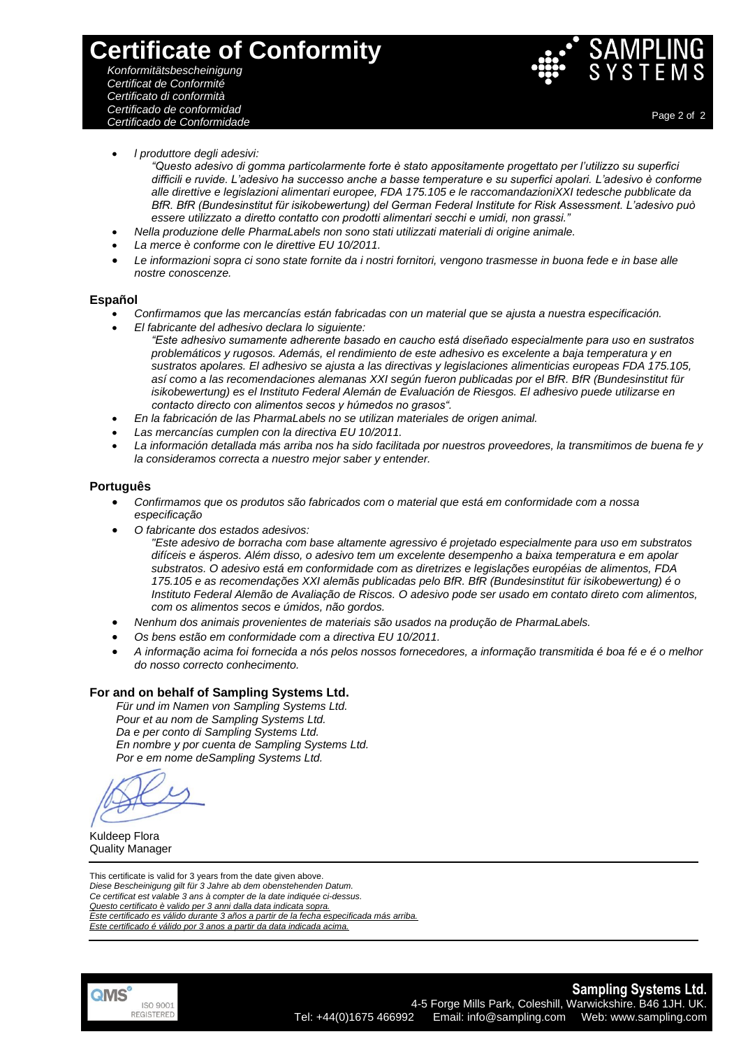# Certificate of Conformity

*Konformitätsbescheinigung*
*Certificat de Conformité*
*Certificato di conformità*
*Certificado de conformidad*
*Certificado de Conformidade*

- *l produttore degli adesivi:*
  *"Questo adesivo di gomma particolarmente forte è stato appositamente progettato per l'utilizzo su superfici difficili e ruvide. L'adesivo ha successo anche a basse temperature e su superfici apolari. L'adesivo è conforme alle direttive e legislazioni alimentari europee, FDA 175.105 e le raccomandazioniXXI tedesche pubblicate da BfR. BfR (Bundesinstitut für isikobewertung) del German Federal Institute for Risk Assessment. L'adesivo può essere utilizzato a diretto contatto con prodotti alimentari secchi e umidi, non grassi."*
- *Nella produzione delle PharmaLabels non sono stati utilizzati materiali di origine animale.*
- *La merce è conforme con le direttive EU 10/2011.*
- *Le informazioni sopra ci sono state fornite da i nostri fornitori, vengono trasmesse in buona fede e in base alle nostre conoscenze.*

**Español**

- *Confirmamos que las mercancías están fabricadas con un material que se ajusta a nuestra especificación.*
- *El fabricante del adhesivo declara lo siguiente:*
  *"Este adhesivo sumamente adherente basado en caucho está diseñado especialmente para uso en sustratos problemáticos y rugosos. Además, el rendimiento de este adhesivo es excelente a baja temperatura y en sustratos apolares. El adhesivo se ajusta a las directivas y legislaciones alimenticias europeas FDA 175.105, así como a las recomendaciones alemanas XXI según fueron publicadas por el BfR. BfR (Bundesinstitut für isikobewertung) es el Instituto Federal Alemán de Evaluación de Riesgos. El adhesivo puede utilizarse en contacto directo con alimentos secos y húmedos no grasos".*
- *En la fabricación de las PharmaLabels no se utilizan materiales de origen animal.*
- *Las mercancías cumplen con la directiva EU 10/2011.*
- *La información detallada más arriba nos ha sido facilitada por nuestros proveedores, la transmitimos de buena fe y la consideramos correcta a nuestro mejor saber y entender.*

**Português**

- *Confirmamos que os produtos são fabricados com o material que está em conformidade com a nossa especificação*
- *O fabricante dos estados adesivos:*
  *"Este adesivo de borracha com base altamente agressivo é projetado especialmente para uso em substratos difíceis e ásperos. Além disso, o adesivo tem um excelente desempenho a baixa temperatura e em apolar substratos. O adesivo está em conformidade com as diretrizes e legislações européias de alimentos, FDA 175.105 e as recomendações XXI alemãs publicadas pelo BfR. BfR (Bundesinstitut für isikobewertung) é o Instituto Federal Alemão de Avaliação de Riscos. O adesivo pode ser usado em contato direto com alimentos, com os alimentos secos e úmidos, não gordos.*
- *Nenhum dos animais provenientes de materiais são usados na produção de PharmaLabels.*
- *Os bens estão em conformidade com a directiva EU 10/2011.*
- *A informação acima foi fornecida a nós pelos nossos fornecedores, a informação transmitida é boa fé e é o melhor do nosso correcto conhecimento.*

**For and on behalf of Sampling Systems Ltd.**

*Für und im Namen von Sampling Systems Ltd.*
*Pour et au nom de Sampling Systems Ltd.*
*Da e per conto di Sampling Systems Ltd.*
*En nombre y por cuenta de Sampling Systems Ltd.*
*Por e em nome deSampling Systems Ltd.*

Kuldeep Flora
Quality Manager

This certificate is valid for 3 years from the date given above.
*Diese Bescheinigung gilt für 3 Jahre ab dem obenstehenden Datum.*
*Ce certificat est valable 3 ans à compter de la date indiquée ci-dessus.*
*Questo certificato è valido per 3 anni dalla data indicata sopra.*
*Este certificado es válido durante 3 años a partir de la fecha especificada más arriba.*
*Este certificado é válido por 3 anos a partir da data indicada acima.*

**Sampling Systems Ltd.**
4-5 Forge Mills Park, Coleshill, Warwickshire. B46 1JH. UK.
Tel: +44(0)1675 466992 Email: info@sampling.com Web: www.sampling.com